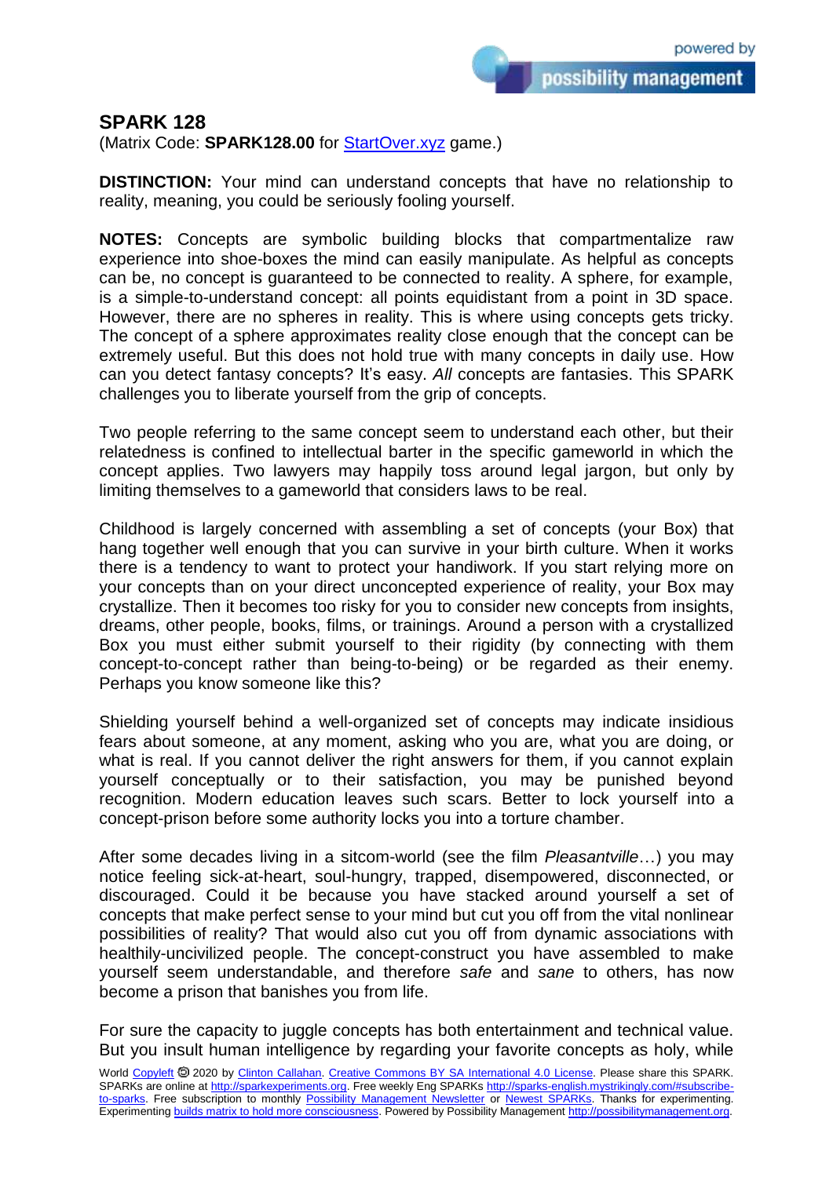## SPARK 128

(Matrix Code: **SPARK128.00** for StartOver.xyz game.)

**DISTINCTION:** Your mind can understand concepts that have no relationship to reality, meaning, you could be seriously fooling yourself.

**NOTES:** Concepts are symbolic building blocks that compartmentalize raw experience into shoe-boxes the mind can easily manipulate. As helpful as concepts can be, no concept is guaranteed to be connected to reality. A sphere, for example, is a simple-to-understand concept: all points equidistant from a point in 3D space. However, there are no spheres in reality. This is where using concepts gets tricky. The concept of a sphere approximates reality close enough that the concept can be extremely useful. But this does not hold true with many concepts in daily use. How can you detect fantasy concepts? It's easy. *All* concepts are fantasies. This SPARK challenges you to liberate yourself from the grip of concepts.

Two people referring to the same concept seem to understand each other, but their relatedness is confined to intellectual barter in the specific gameworld in which the concept applies. Two lawyers may happily toss around legal jargon, but only by limiting themselves to a gameworld that considers laws to be real.

Childhood is largely concerned with assembling a set of concepts (your Box) that hang together well enough that you can survive in your birth culture. When it works there is a tendency to want to protect your handiwork. If you start relying more on your concepts than on your direct unconcepted experience of reality, your Box may crystallize. Then it becomes too risky for you to consider new concepts from insights, dreams, other people, books, films, or trainings. Around a person with a crystallized Box you must either submit yourself to their rigidity (by connecting with them concept-to-concept rather than being-to-being) or be regarded as their enemy. Perhaps you know someone like this?

Shielding yourself behind a well-organized set of concepts may indicate insidious fears about someone, at any moment, asking who you are, what you are doing, or what is real. If you cannot deliver the right answers for them, if you cannot explain yourself conceptually or to their satisfaction, you may be punished beyond recognition. Modern education leaves such scars. Better to lock yourself into a concept-prison before some authority locks you into a torture chamber.

After some decades living in a sitcom-world (see the film *Pleasantville*…) you may notice feeling sick-at-heart, soul-hungry, trapped, disempowered, disconnected, or discouraged. Could it be because you have stacked around yourself a set of concepts that make perfect sense to your mind but cut you off from the vital nonlinear possibilities of reality? That would also cut you off from dynamic associations with healthily-uncivilized people. The concept-construct you have assembled to make yourself seem understandable, and therefore *safe* and *sane* to others, has now become a prison that banishes you from life.

For sure the capacity to juggle concepts has both entertainment and technical value. But you insult human intelligence by regarding your favorite concepts as holy, while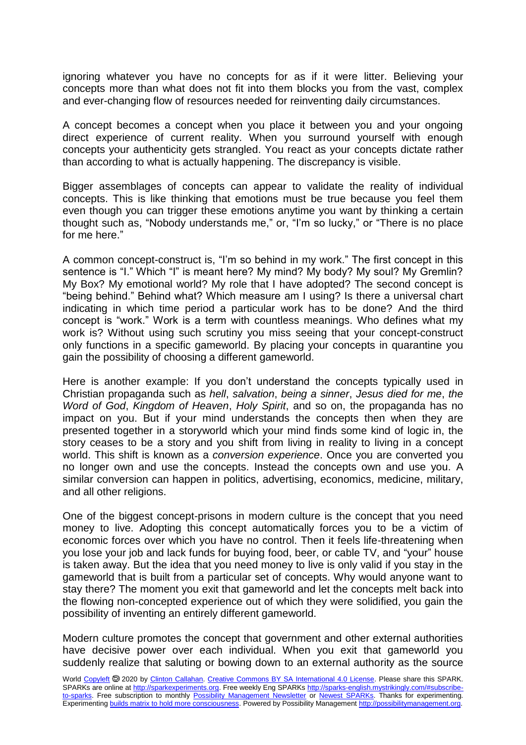ignoring whatever you have no concepts for as if it were litter. Believing your concepts more than what does not fit into them blocks you from the vast, complex and ever-changing flow of resources needed for reinventing daily circumstances.

A concept becomes a concept when you place it between you and your ongoing direct experience of current reality. When you surround yourself with enough concepts your authenticity gets strangled. You react as your concepts dictate rather than according to what is actually happening. The discrepancy is visible.

Bigger assemblages of concepts can appear to validate the reality of individual concepts. This is like thinking that emotions must be true because you feel them even though you can trigger these emotions anytime you want by thinking a certain thought such as, "Nobody understands me," or, "I'm so lucky," or "There is no place for me here."

A common concept-construct is, "I'm so behind in my work." The first concept in this sentence is "I." Which "I" is meant here? My mind? My body? My soul? My Gremlin? My Box? My emotional world? My role that I have adopted? The second concept is "being behind." Behind what? Which measure am I using? Is there a universal chart indicating in which time period a particular work has to be done? And the third concept is "work." Work is a term with countless meanings. Who defines what my work is? Without using such scrutiny you miss seeing that your concept-construct only functions in a specific gameworld. By placing your concepts in quarantine you gain the possibility of choosing a different gameworld.

Here is another example: If you don't understand the concepts typically used in Christian propaganda such as *hell*, *salvation*, *being a sinner*, *Jesus died for me*, *the Word of God*, *Kingdom of Heaven*, *Holy Spirit*, and so on, the propaganda has no impact on you. But if your mind understands the concepts then when they are presented together in a storyworld which your mind finds some kind of logic in, the story ceases to be a story and you shift from living in reality to living in a concept world. This shift is known as a *conversion experience*. Once you are converted you no longer own and use the concepts. Instead the concepts own and use you. A similar conversion can happen in politics, advertising, economics, medicine, military, and all other religions.

One of the biggest concept-prisons in modern culture is the concept that you need money to live. Adopting this concept automatically forces you to be a victim of economic forces over which you have no control. Then it feels life-threatening when you lose your job and lack funds for buying food, beer, or cable TV, and "your" house is taken away. But the idea that you need money to live is only valid if you stay in the gameworld that is built from a particular set of concepts. Why would anyone want to stay there? The moment you exit that gameworld and let the concepts melt back into the flowing non-concepted experience out of which they were solidified, you gain the possibility of inventing an entirely different gameworld.

Modern culture promotes the concept that government and other external authorities have decisive power over each individual. When you exit that gameworld you suddenly realize that saluting or bowing down to an external authority as the source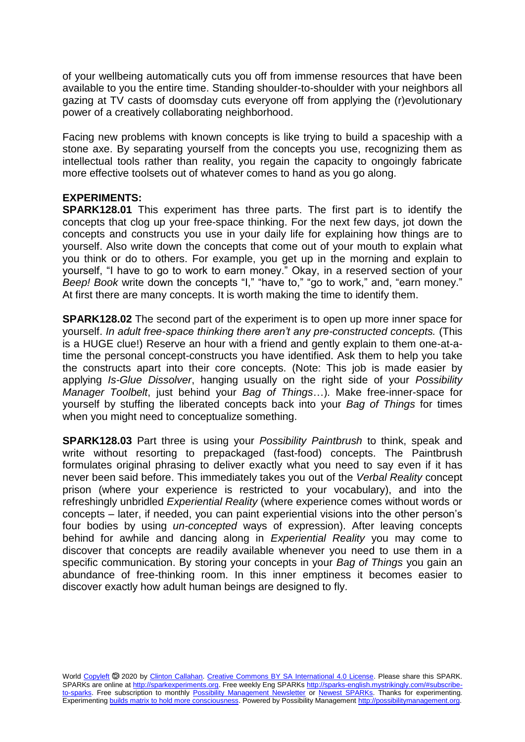of your wellbeing automatically cuts you off from immense resources that have been available to you the entire time. Standing shoulder-to-shoulder with your neighbors all gazing at TV casts of doomsday cuts everyone off from applying the (r)evolutionary power of a creatively collaborating neighborhood.

Facing new problems with known concepts is like trying to build a spaceship with a stone axe. By separating yourself from the concepts you use, recognizing them as intellectual tools rather than reality, you regain the capacity to ongoingly fabricate more effective toolsets out of whatever comes to hand as you go along.

**EXPERIMENTS:**

**SPARK128.01** This experiment has three parts. The first part is to identify the concepts that clog up your free-space thinking. For the next few days, jot down the concepts and constructs you use in your daily life for explaining how things are to yourself. Also write down the concepts that come out of your mouth to explain what you think or do to others. For example, you get up in the morning and explain to yourself, "I have to go to work to earn money." Okay, in a reserved section of your *Beep! Book* write down the concepts "I," "have to," "go to work," and, "earn money." At first there are many concepts. It is worth making the time to identify them.

**SPARK128.02** The second part of the experiment is to open up more inner space for yourself. *In adult free-space thinking there aren't any pre-constructed concepts.* (This is a HUGE clue!) Reserve an hour with a friend and gently explain to them one-at-a-time the personal concept-constructs you have identified. Ask them to help you take the constructs apart into their core concepts. (Note: This job is made easier by applying *Is-Glue Dissolver*, hanging usually on the right side of your *Possibility Manager Toolbelt*, just behind your *Bag of Things*…). Make free-inner-space for yourself by stuffing the liberated concepts back into your *Bag of Things* for times when you might need to conceptualize something.

**SPARK128.03** Part three is using your *Possibility Paintbrush* to think, speak and write without resorting to prepackaged (fast-food) concepts. The Paintbrush formulates original phrasing to deliver exactly what you need to say even if it has never been said before. This immediately takes you out of the *Verbal Reality* concept prison (where your experience is restricted to your vocabulary), and into the refreshingly unbridled *Experiential Reality* (where experience comes without words or concepts – later, if needed, you can paint experiential visions into the other person's four bodies by using *un-concepted* ways of expression). After leaving concepts behind for awhile and dancing along in *Experiential Reality* you may come to discover that concepts are readily available whenever you need to use them in a specific communication. By storing your concepts in your *Bag of Things* you gain an abundance of free-thinking room. In this inner emptiness it becomes easier to discover exactly how adult human beings are designed to fly.

World Copyleft 🄯 2020 by Clinton Callahan. Creative Commons BY SA International 4.0 License. Please share this SPARK. SPARKs are online at http://sparkexperiments.org. Free weekly Eng SPARKs http://sparks-english.mystrikingly.com/#subscribe-to-sparks. Free subscription to monthly Possibility Management Newsletter or Newest SPARKs. Thanks for experimenting. Experimenting builds matrix to hold more consciousness. Powered by Possibility Management http://possibilitymanagement.org.